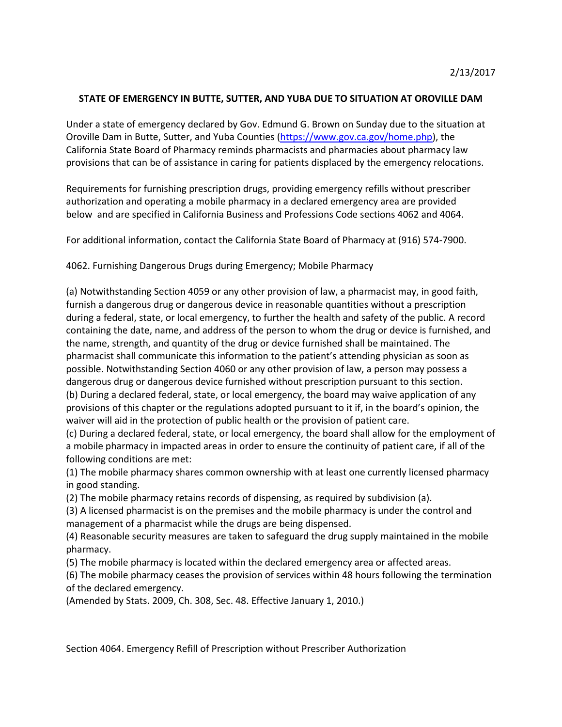2/13/2017

## STATE OF EMERGENCY IN BUTTE, SUTTER, AND YUBA DUE TO SITUATION AT OROVILLE DAM

Under a state of emergency declared by Gov. Edmund G. Brown on Sunday due to the situation at Oroville Dam in Butte, Sutter, and Yuba Counties (https://www.gov.ca.gov/home.php), the California State Board of Pharmacy reminds pharmacists and pharmacies about pharmacy law provisions that can be of assistance in caring for patients displaced by the emergency relocations.

Requirements for furnishing prescription drugs, providing emergency refills without prescriber authorization and operating a mobile pharmacy in a declared emergency area are provided below and are specified in California Business and Professions Code sections 4062 and 4064.

For additional information, contact the California State Board of Pharmacy at (916) 574-7900.

4062. Furnishing Dangerous Drugs during Emergency; Mobile Pharmacy

(a) Notwithstanding Section 4059 or any other provision of law, a pharmacist may, in good faith, furnish a dangerous drug or dangerous device in reasonable quantities without a prescription during a federal, state, or local emergency, to further the health and safety of the public. A record containing the date, name, and address of the person to whom the drug or device is furnished, and the name, strength, and quantity of the drug or device furnished shall be maintained. The pharmacist shall communicate this information to the patient's attending physician as soon as possible. Notwithstanding Section 4060 or any other provision of law, a person may possess a dangerous drug or dangerous device furnished without prescription pursuant to this section.
(b) During a declared federal, state, or local emergency, the board may waive application of any provisions of this chapter or the regulations adopted pursuant to it if, in the board's opinion, the waiver will aid in the protection of public health or the provision of patient care.
(c) During a declared federal, state, or local emergency, the board shall allow for the employment of a mobile pharmacy in impacted areas in order to ensure the continuity of patient care, if all of the following conditions are met:
(1) The mobile pharmacy shares common ownership with at least one currently licensed pharmacy in good standing.
(2) The mobile pharmacy retains records of dispensing, as required by subdivision (a).
(3) A licensed pharmacist is on the premises and the mobile pharmacy is under the control and management of a pharmacist while the drugs are being dispensed.
(4) Reasonable security measures are taken to safeguard the drug supply maintained in the mobile pharmacy.
(5) The mobile pharmacy is located within the declared emergency area or affected areas.
(6) The mobile pharmacy ceases the provision of services within 48 hours following the termination of the declared emergency.
(Amended by Stats. 2009, Ch. 308, Sec. 48. Effective January 1, 2010.)

Section 4064. Emergency Refill of Prescription without Prescriber Authorization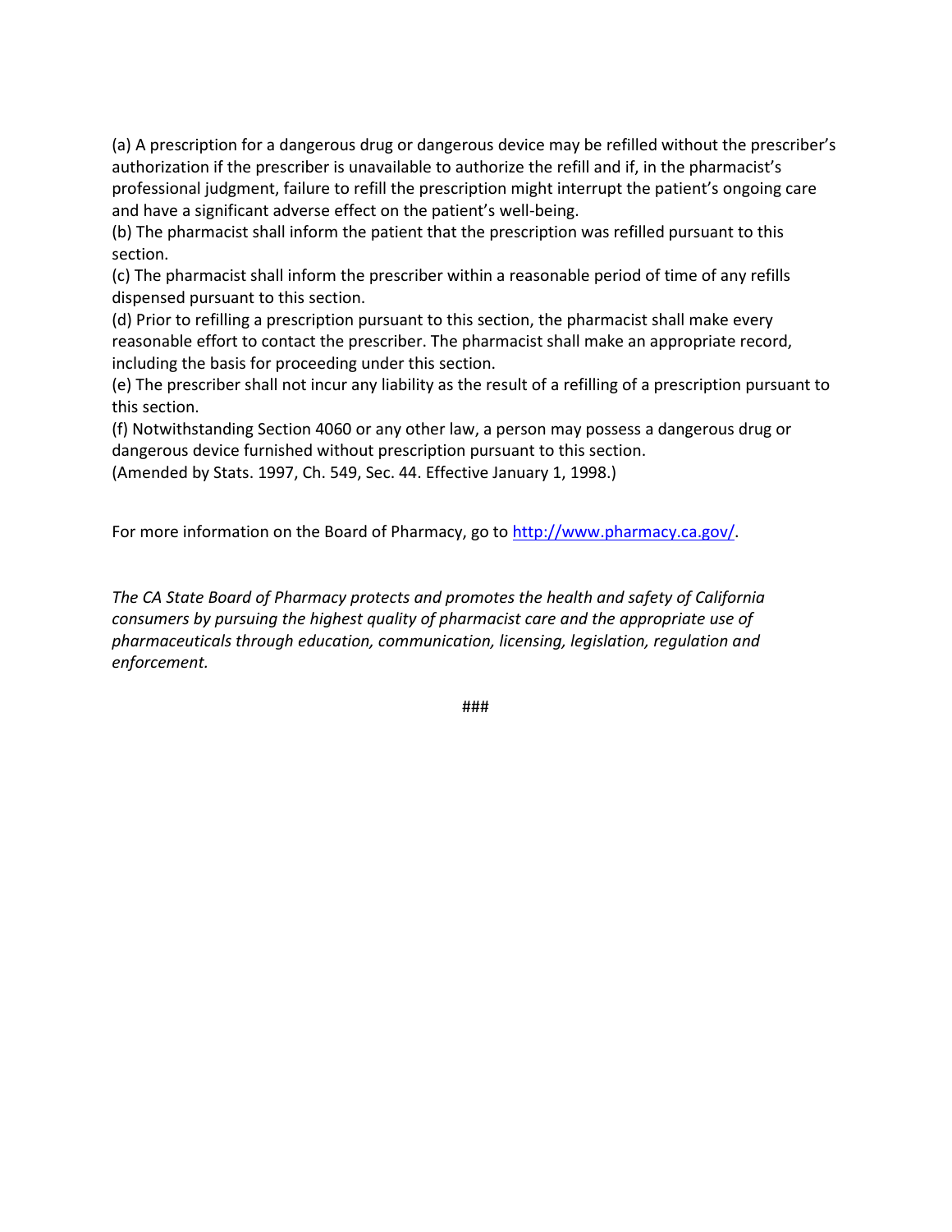(a) A prescription for a dangerous drug or dangerous device may be refilled without the prescriber's authorization if the prescriber is unavailable to authorize the refill and if, in the pharmacist's professional judgment, failure to refill the prescription might interrupt the patient's ongoing care and have a significant adverse effect on the patient's well-being.
(b) The pharmacist shall inform the patient that the prescription was refilled pursuant to this section.
(c) The pharmacist shall inform the prescriber within a reasonable period of time of any refills dispensed pursuant to this section.
(d) Prior to refilling a prescription pursuant to this section, the pharmacist shall make every reasonable effort to contact the prescriber. The pharmacist shall make an appropriate record, including the basis for proceeding under this section.
(e) The prescriber shall not incur any liability as the result of a refilling of a prescription pursuant to this section.
(f) Notwithstanding Section 4060 or any other law, a person may possess a dangerous drug or dangerous device furnished without prescription pursuant to this section.
(Amended by Stats. 1997, Ch. 549, Sec. 44. Effective January 1, 1998.)

For more information on the Board of Pharmacy, go to [http://www.pharmacy.ca.gov/](http://www.pharmacy.ca.gov/).

*The CA State Board of Pharmacy protects and promotes the health and safety of California consumers by pursuing the highest quality of pharmacist care and the appropriate use of pharmaceuticals through education, communication, licensing, legislation, regulation and enforcement.*

###